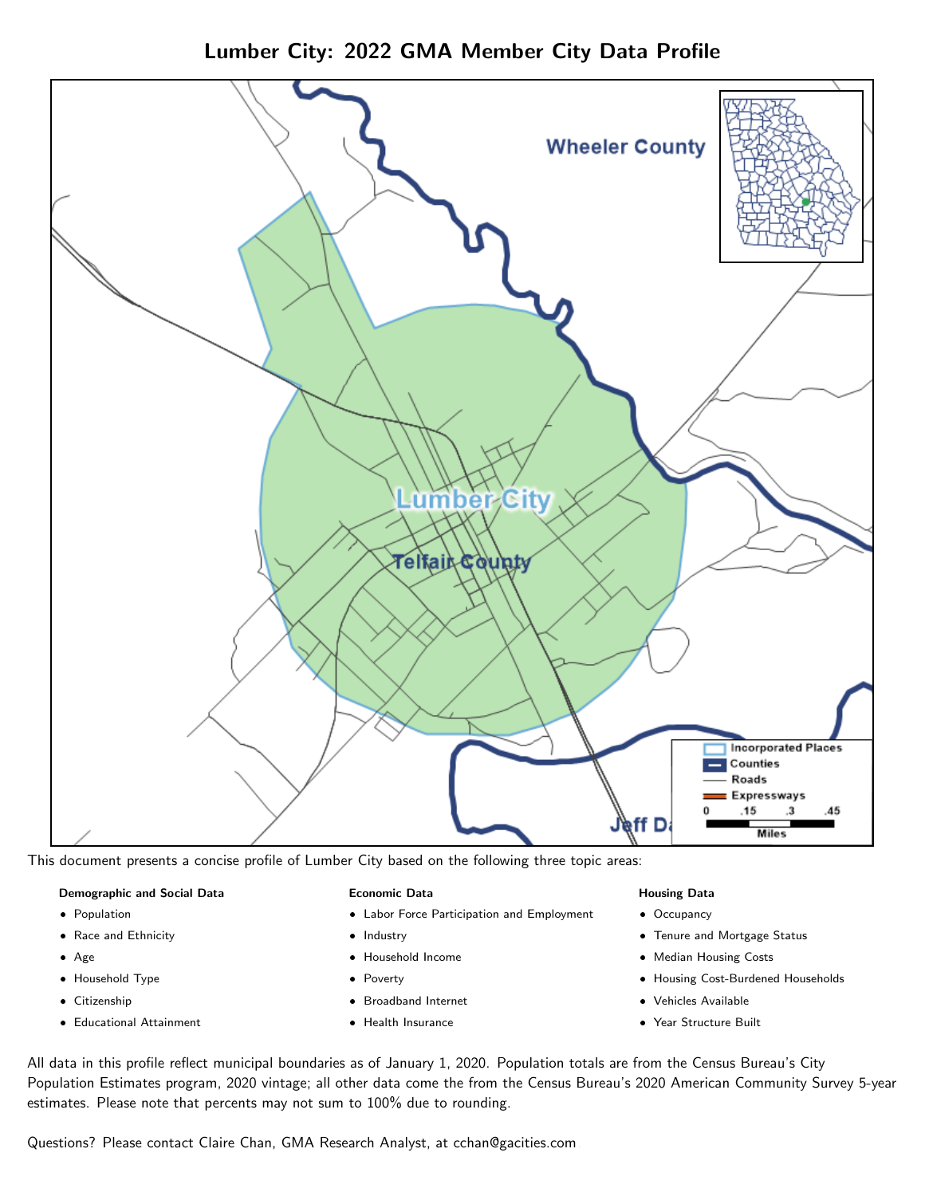# Lumber City: 2022 GMA Member City Data Profile

This document presents a concise profile of Lumber City based on the following three topic areas:

**Demographic and Social Data**

- Population
- Race and Ethnicity
- Age
- Household Type
- Citizenship
- Educational Attainment

**Economic Data**

- Labor Force Participation and Employment
- Industry
- Household Income
- Poverty
- Broadband Internet
- Health Insurance

**Housing Data**

- Occupancy
- Tenure and Mortgage Status
- Median Housing Costs
- Housing Cost-Burdened Households
- Vehicles Available
- Year Structure Built

All data in this profile reflect municipal boundaries as of January 1, 2020. Population totals are from the Census Bureau's City Population Estimates program, 2020 vintage; all other data come the from the Census Bureau's 2020 American Community Survey 5-year estimates. Please note that percents may not sum to 100% due to rounding.

Questions? Please contact Claire Chan, GMA Research Analyst, at cchan@gacities.com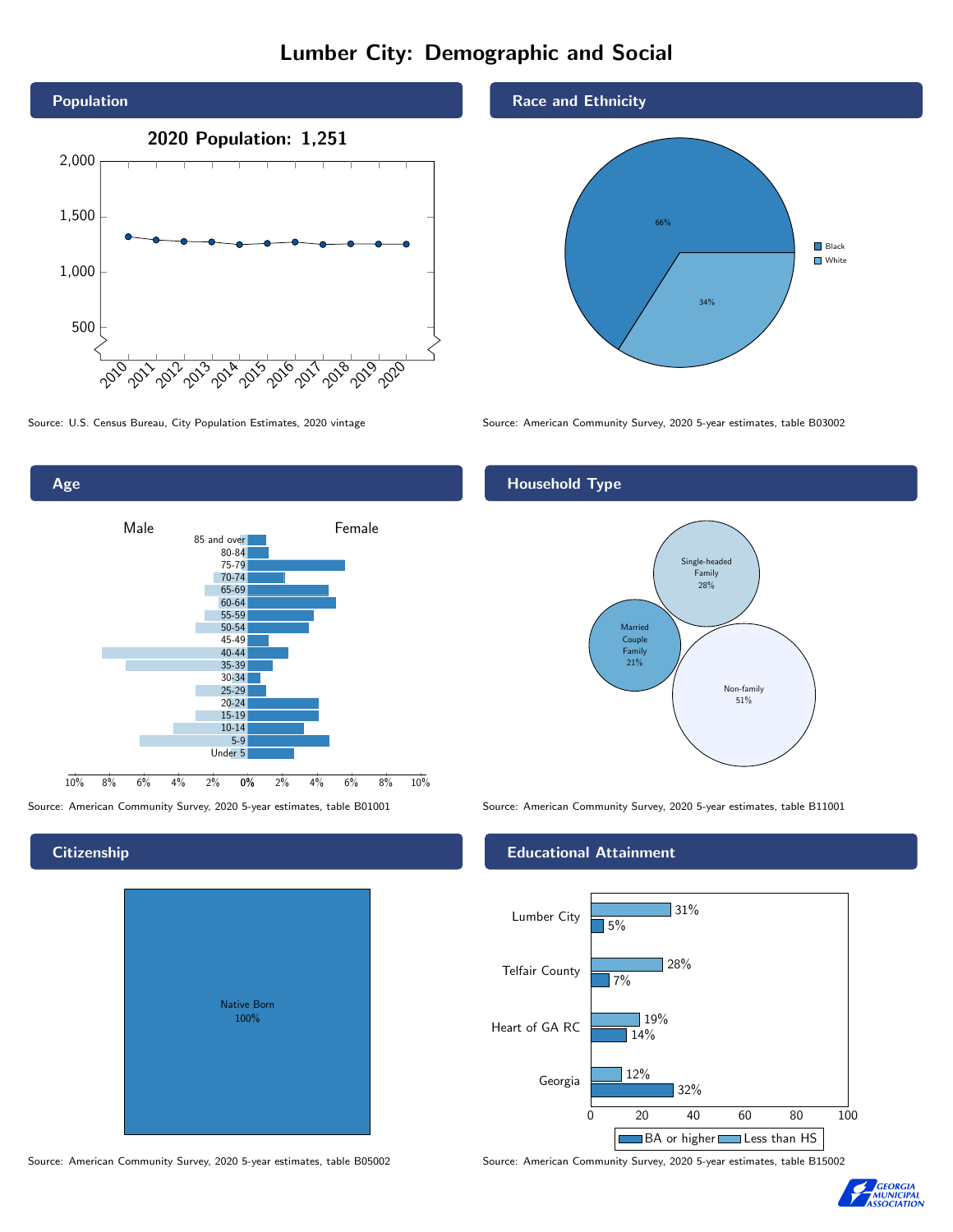# Lumber City: Demographic and Social

## Population

2020 Population: 1,251

Source: U.S. Census Bureau, City Population Estimates, 2020 vintage

## Race and Ethnicity

| Race | Percent |
|---|---|
| Black | 66% |
| White | 34% |

Source: American Community Survey, 2020 5-year estimates, table B03002

## Age

Source: American Community Survey, 2020 5-year estimates, table B01001

## Household Type

| Household Type | Percent |
|---|---|
| Single-headed Family | 28% |
| Married Couple Family | 21% |
| Non-family | 51% |

Source: American Community Survey, 2020 5-year estimates, table B11001

## Citizenship

Native Born 100%

Source: American Community Survey, 2020 5-year estimates, table B05002

## Educational Attainment

| Area | Less than HS | BA or higher |
|---|---|---|
| Lumber City | 31% | 5% |
| Telfair County | 28% | 7% |
| Heart of GA RC | 19% | 14% |
| Georgia | 12% | 32% |

Source: American Community Survey, 2020 5-year estimates, table B15002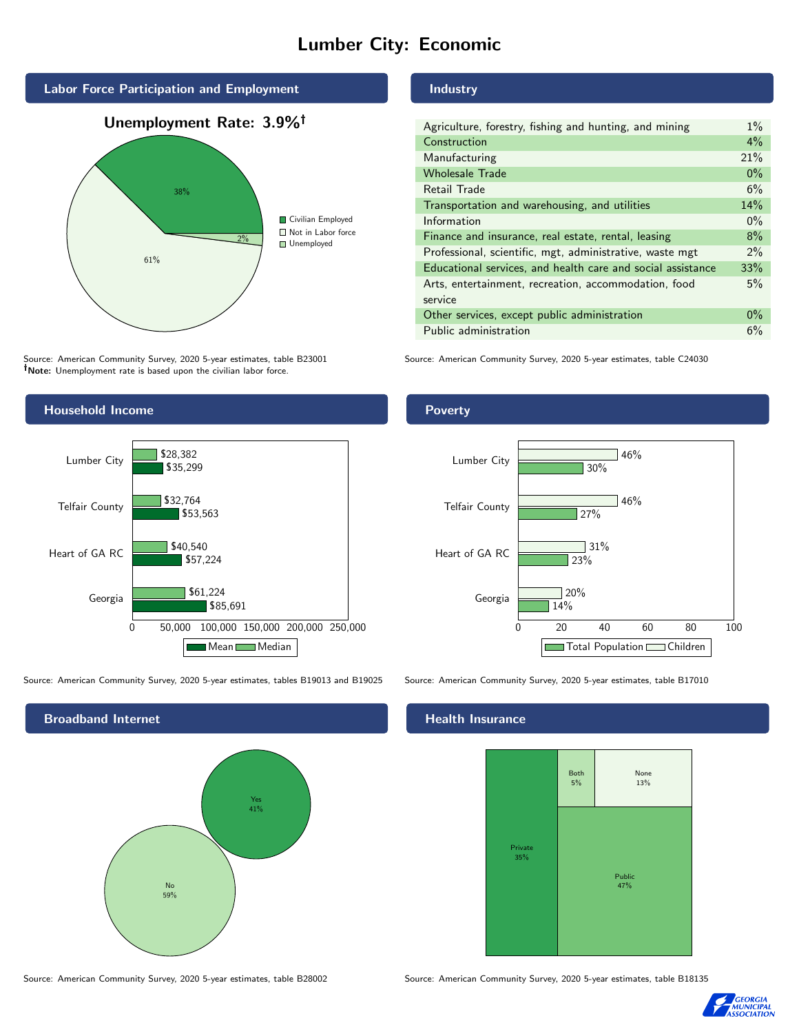# Lumber City: Economic

## Labor Force Participation and Employment

**Unemployment Rate: 3.9%†**

| Category | Percent |
|---|---|
| Civilian Employed | 38% |
| Not in Labor force | 61% |
| Unemployed | 2% |

Source: American Community Survey, 2020 5-year estimates, table B23001
**†Note:** Unemployment rate is based upon the civilian labor force.

## Industry

| Industry | Percent |
|---|---|
| Agriculture, forestry, fishing and hunting, and mining | 1% |
| Construction | 4% |
| Manufacturing | 21% |
| Wholesale Trade | 0% |
| Retail Trade | 6% |
| Transportation and warehousing, and utilities | 14% |
| Information | 0% |
| Finance and insurance, real estate, rental, leasing | 8% |
| Professional, scientific, mgt, administrative, waste mgt | 2% |
| Educational services, and health care and social assistance | 33% |
| Arts, entertainment, recreation, accommodation, food service | 5% |
| Other services, except public administration | 0% |
| Public administration | 6% |

Source: American Community Survey, 2020 5-year estimates, table C24030

## Household Income

| Area | Median | Mean |
|---|---|---|
| Lumber City | $28,382 | $35,299 |
| Telfair County | $32,764 | $53,563 |
| Heart of GA RC | $40,540 | $57,224 |
| Georgia | $61,224 | $85,691 |

Source: American Community Survey, 2020 5-year estimates, tables B19013 and B19025

## Poverty

| Area | Children | Total Population |
|---|---|---|
| Lumber City | 46% | 30% |
| Telfair County | 46% | 27% |
| Heart of GA RC | 31% | 23% |
| Georgia | 20% | 14% |

Source: American Community Survey, 2020 5-year estimates, table B17010

## Broadband Internet

| Response | Percent |
|---|---|
| Yes | 41% |
| No | 59% |

Source: American Community Survey, 2020 5-year estimates, table B28002

## Health Insurance

| Type | Percent |
|---|---|
| Private | 35% |
| Both | 5% |
| None | 13% |
| Public | 47% |

Source: American Community Survey, 2020 5-year estimates, table B18135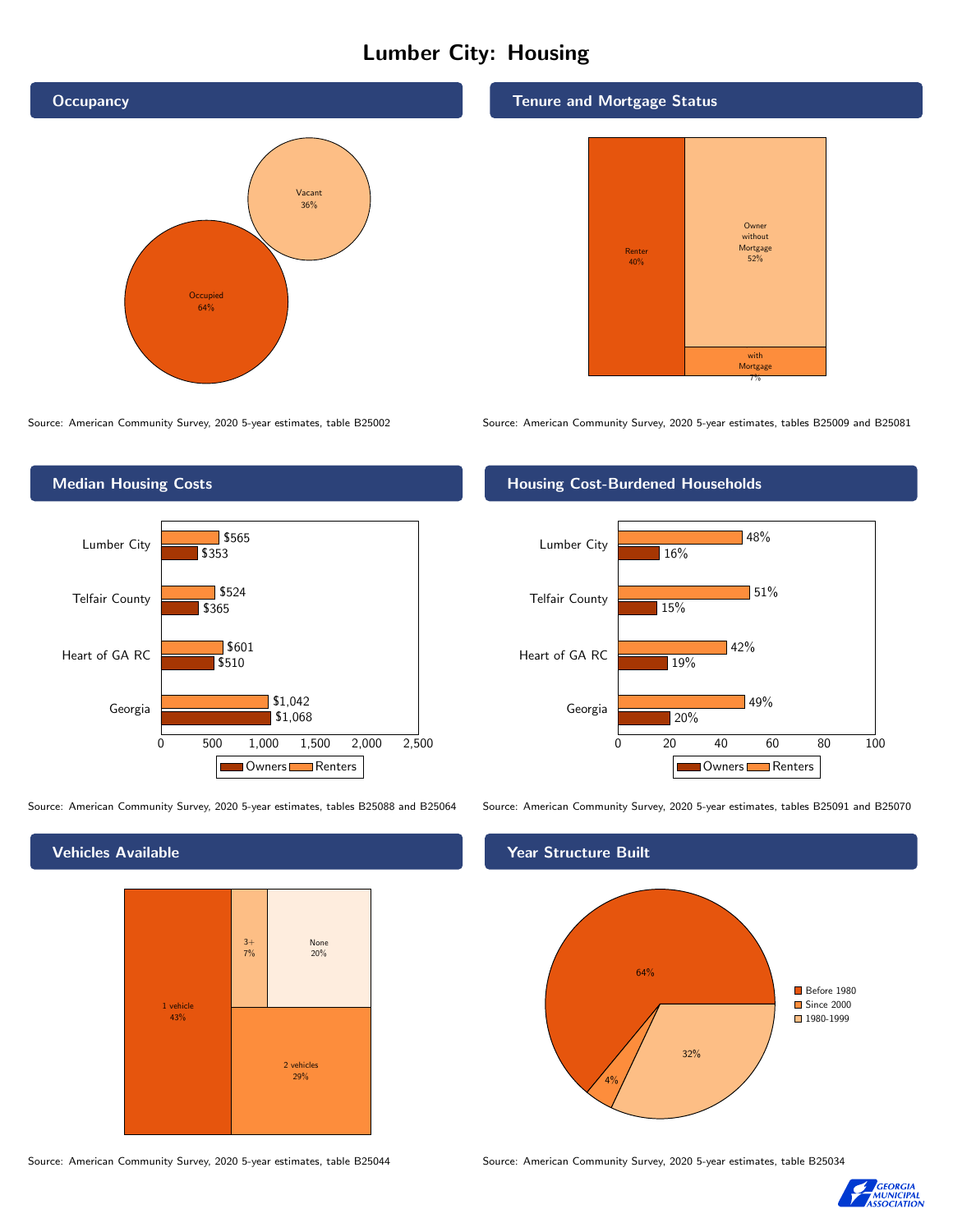# Lumber City: Housing

## Occupancy

Vacant
36%

Occupied
64%

Source: American Community Survey, 2020 5-year estimates, table B25002

## Tenure and Mortgage Status

Renter
40%

Owner
without
Mortgage
52%

with
Mortgage
7%

Source: American Community Survey, 2020 5-year estimates, tables B25009 and B25081

## Median Housing Costs

Lumber City
$565
$353

Telfair County
$524
$365

Heart of GA RC
$601
$510

Georgia
$1,042
$1,068

0 500 1,000 1,500 2,000 2,500

Owners Renters

Source: American Community Survey, 2020 5-year estimates, tables B25088 and B25064

## Housing Cost-Burdened Households

Lumber City
48%
16%

Telfair County
51%
15%

Heart of GA RC
42%
19%

Georgia
49%
20%

0 20 40 60 80 100

Owners Renters

Source: American Community Survey, 2020 5-year estimates, tables B25091 and B25070

## Vehicles Available

1 vehicle
43%

3+
7%

None
20%

2 vehicles
29%

Source: American Community Survey, 2020 5-year estimates, table B25044

## Year Structure Built

64%

4%

32%

Before 1980
Since 2000
1980-1999

Source: American Community Survey, 2020 5-year estimates, table B25034

GEORGIA MUNICIPAL ASSOCIATION